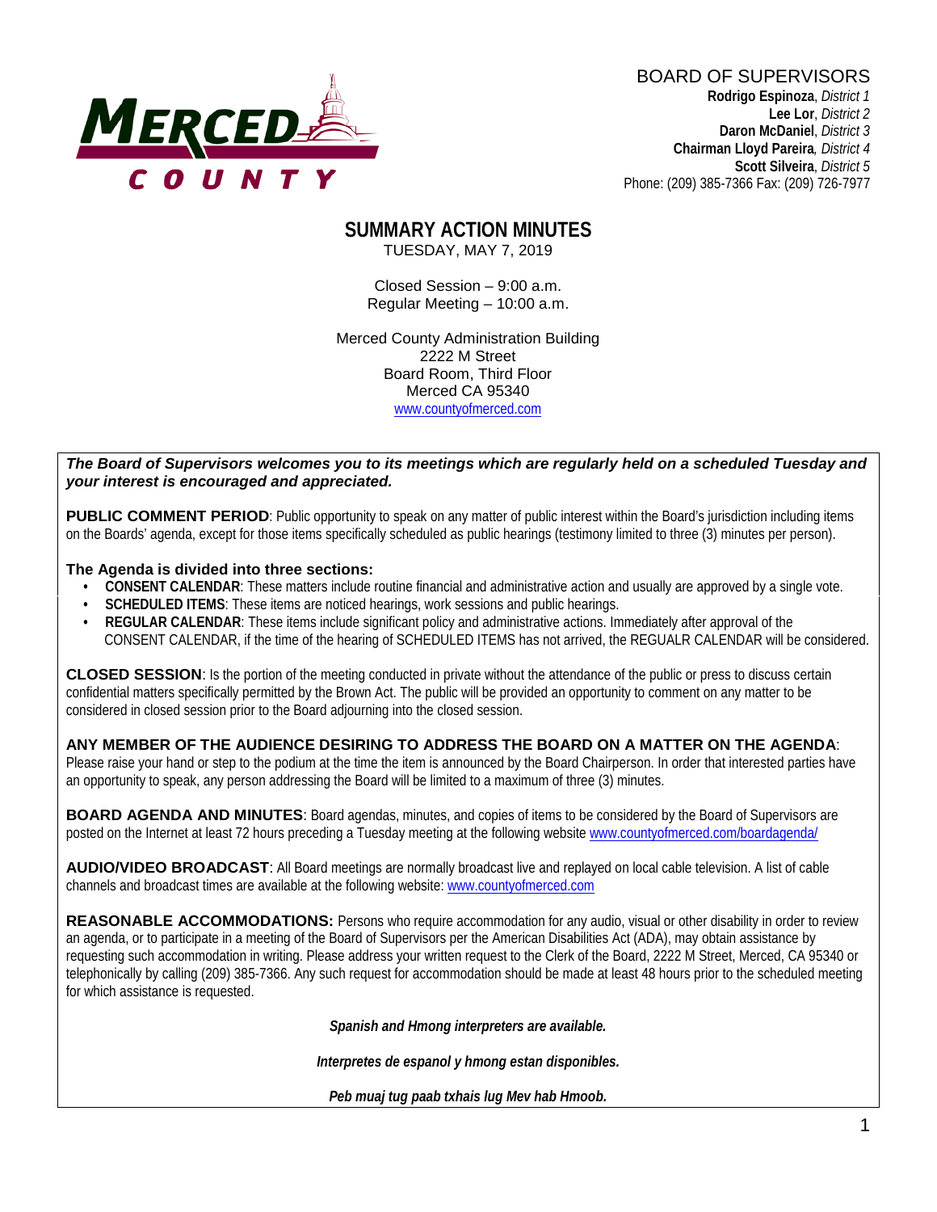MERCED COUNTY

BOARD OF SUPERVISORS
**Rodrigo Espinoza**, *District 1*
**Lee Lor**, *District 2*
**Daron McDaniel**, *District 3*
**Chairman Lloyd Pareira**, *District 4*
**Scott Silveira**, *District 5*
Phone: (209) 385-7366 Fax: (209) 726-7977

# SUMMARY ACTION MINUTES

TUESDAY, MAY 7, 2019

Closed Session – 9:00 a.m.
Regular Meeting – 10:00 a.m.

Merced County Administration Building
2222 M Street
Board Room, Third Floor
Merced CA 95340
www.countyofmerced.com

***The Board of Supervisors welcomes you to its meetings which are regularly held on a scheduled Tuesday and your interest is encouraged and appreciated.***

**PUBLIC COMMENT PERIOD**: Public opportunity to speak on any matter of public interest within the Board's jurisdiction including items on the Boards' agenda, except for those items specifically scheduled as public hearings (testimony limited to three (3) minutes per person).

**The Agenda is divided into three sections:**

- **CONSENT CALENDAR**: These matters include routine financial and administrative action and usually are approved by a single vote.
- **SCHEDULED ITEMS**: These items are noticed hearings, work sessions and public hearings.
- **REGULAR CALENDAR**: These items include significant policy and administrative actions. Immediately after approval of the CONSENT CALENDAR, if the time of the hearing of SCHEDULED ITEMS has not arrived, the REGUALR CALENDAR will be considered.

**CLOSED SESSION**: Is the portion of the meeting conducted in private without the attendance of the public or press to discuss certain confidential matters specifically permitted by the Brown Act. The public will be provided an opportunity to comment on any matter to be considered in closed session prior to the Board adjourning into the closed session.

**ANY MEMBER OF THE AUDIENCE DESIRING TO ADDRESS THE BOARD ON A MATTER ON THE AGENDA**: Please raise your hand or step to the podium at the time the item is announced by the Board Chairperson. In order that interested parties have an opportunity to speak, any person addressing the Board will be limited to a maximum of three (3) minutes.

**BOARD AGENDA AND MINUTES**: Board agendas, minutes, and copies of items to be considered by the Board of Supervisors are posted on the Internet at least 72 hours preceding a Tuesday meeting at the following website www.countyofmerced.com/boardagenda/

**AUDIO/VIDEO BROADCAST**: All Board meetings are normally broadcast live and replayed on local cable television. A list of cable channels and broadcast times are available at the following website: www.countyofmerced.com

**REASONABLE ACCOMMODATIONS:** Persons who require accommodation for any audio, visual or other disability in order to review an agenda, or to participate in a meeting of the Board of Supervisors per the American Disabilities Act (ADA), may obtain assistance by requesting such accommodation in writing. Please address your written request to the Clerk of the Board, 2222 M Street, Merced, CA 95340 or telephonically by calling (209) 385-7366. Any such request for accommodation should be made at least 48 hours prior to the scheduled meeting for which assistance is requested.

***Spanish and Hmong interpreters are available.***

***Interpretes de espanol y hmong estan disponibles.***

***Peb muaj tug paab txhais lug Mev hab Hmoob.***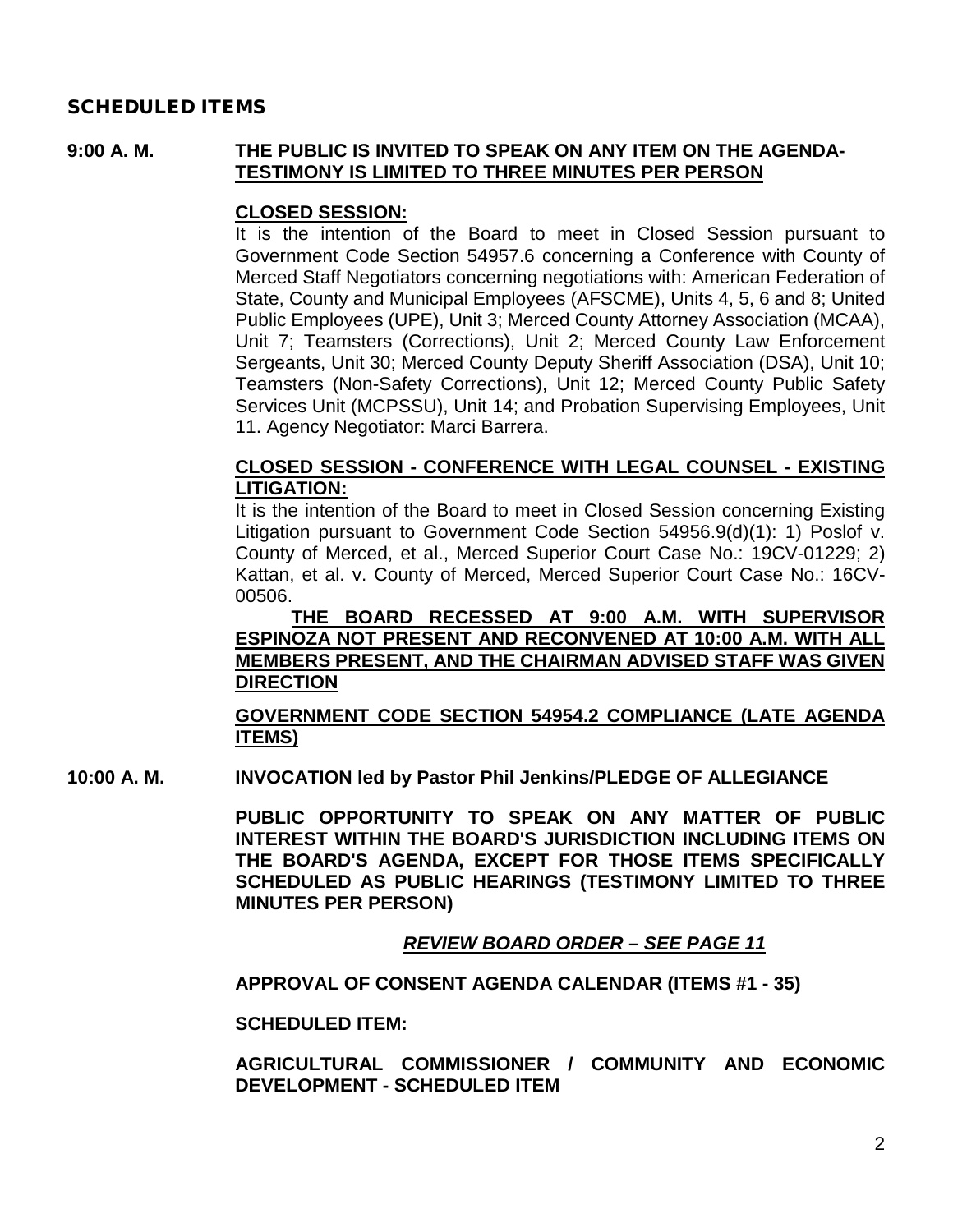## SCHEDULED ITEMS

**9:00 A. M.** **THE PUBLIC IS INVITED TO SPEAK ON ANY ITEM ON THE AGENDA-** **<u>TESTIMONY IS LIMITED TO THREE MINUTES PER PERSON</u>**

**<u>CLOSED SESSION:</u>**

It is the intention of the Board to meet in Closed Session pursuant to Government Code Section 54957.6 concerning a Conference with County of Merced Staff Negotiators concerning negotiations with: American Federation of State, County and Municipal Employees (AFSCME), Units 4, 5, 6 and 8; United Public Employees (UPE), Unit 3; Merced County Attorney Association (MCAA), Unit 7; Teamsters (Corrections), Unit 2; Merced County Law Enforcement Sergeants, Unit 30; Merced County Deputy Sheriff Association (DSA), Unit 10; Teamsters (Non-Safety Corrections), Unit 12; Merced County Public Safety Services Unit (MCPSSU), Unit 14; and Probation Supervising Employees, Unit 11. Agency Negotiator: Marci Barrera.

**<u>CLOSED SESSION - CONFERENCE WITH LEGAL COUNSEL - EXISTING LITIGATION:</u>**

It is the intention of the Board to meet in Closed Session concerning Existing Litigation pursuant to Government Code Section 54956.9(d)(1): 1) Poslof v. County of Merced, et al., Merced Superior Court Case No.: 19CV-01229; 2) Kattan, et al. v. County of Merced, Merced Superior Court Case No.: 16CV-00506.

**<u>THE BOARD RECESSED AT 9:00 A.M. WITH SUPERVISOR ESPINOZA NOT PRESENT AND RECONVENED AT 10:00 A.M. WITH ALL MEMBERS PRESENT, AND THE CHAIRMAN ADVISED STAFF WAS GIVEN DIRECTION</u>**

**<u>GOVERNMENT CODE SECTION 54954.2 COMPLIANCE (LATE AGENDA ITEMS)</u>**

**10:00 A. M.** **INVOCATION led by Pastor Phil Jenkins/PLEDGE OF ALLEGIANCE**

**PUBLIC OPPORTUNITY TO SPEAK ON ANY MATTER OF PUBLIC INTEREST WITHIN THE BOARD'S JURISDICTION INCLUDING ITEMS ON THE BOARD'S AGENDA, EXCEPT FOR THOSE ITEMS SPECIFICALLY SCHEDULED AS PUBLIC HEARINGS (TESTIMONY LIMITED TO THREE MINUTES PER PERSON)**

***<u>REVIEW BOARD ORDER – SEE PAGE 11</u>***

**APPROVAL OF CONSENT AGENDA CALENDAR (ITEMS #1 - 35)**

**SCHEDULED ITEM:**

**AGRICULTURAL COMMISSIONER / COMMUNITY AND ECONOMIC DEVELOPMENT - SCHEDULED ITEM**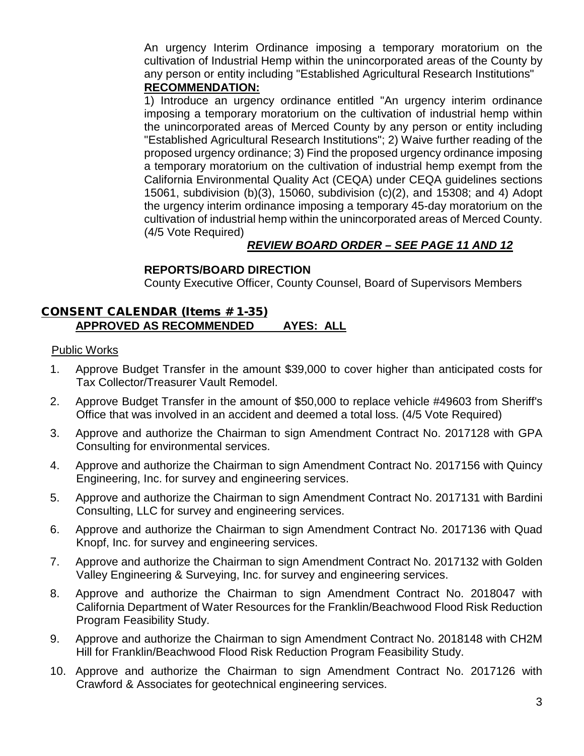An urgency Interim Ordinance imposing a temporary moratorium on the cultivation of Industrial Hemp within the unincorporated areas of the County by any person or entity including "Established Agricultural Research Institutions"

**RECOMMENDATION:**

1) Introduce an urgency ordinance entitled "An urgency interim ordinance imposing a temporary moratorium on the cultivation of industrial hemp within the unincorporated areas of Merced County by any person or entity including "Established Agricultural Research Institutions"; 2) Waive further reading of the proposed urgency ordinance; 3) Find the proposed urgency ordinance imposing a temporary moratorium on the cultivation of industrial hemp exempt from the California Environmental Quality Act (CEQA) under CEQA guidelines sections 15061, subdivision (b)(3), 15060, subdivision (c)(2), and 15308; and 4) Adopt the urgency interim ordinance imposing a temporary 45-day moratorium on the cultivation of industrial hemp within the unincorporated areas of Merced County. (4/5 Vote Required)

***REVIEW BOARD ORDER – SEE PAGE 11 AND 12***

**REPORTS/BOARD DIRECTION**

County Executive Officer, County Counsel, Board of Supervisors Members

## CONSENT CALENDAR (Items # 1-35)

**APPROVED AS RECOMMENDED AYES: ALL**

Public Works

1. Approve Budget Transfer in the amount $39,000 to cover higher than anticipated costs for Tax Collector/Treasurer Vault Remodel.
2. Approve Budget Transfer in the amount of $50,000 to replace vehicle #49603 from Sheriff's Office that was involved in an accident and deemed a total loss. (4/5 Vote Required)
3. Approve and authorize the Chairman to sign Amendment Contract No. 2017128 with GPA Consulting for environmental services.
4. Approve and authorize the Chairman to sign Amendment Contract No. 2017156 with Quincy Engineering, Inc. for survey and engineering services.
5. Approve and authorize the Chairman to sign Amendment Contract No. 2017131 with Bardini Consulting, LLC for survey and engineering services.
6. Approve and authorize the Chairman to sign Amendment Contract No. 2017136 with Quad Knopf, Inc. for survey and engineering services.
7. Approve and authorize the Chairman to sign Amendment Contract No. 2017132 with Golden Valley Engineering & Surveying, Inc. for survey and engineering services.
8. Approve and authorize the Chairman to sign Amendment Contract No. 2018047 with California Department of Water Resources for the Franklin/Beachwood Flood Risk Reduction Program Feasibility Study.
9. Approve and authorize the Chairman to sign Amendment Contract No. 2018148 with CH2M Hill for Franklin/Beachwood Flood Risk Reduction Program Feasibility Study.
10. Approve and authorize the Chairman to sign Amendment Contract No. 2017126 with Crawford & Associates for geotechnical engineering services.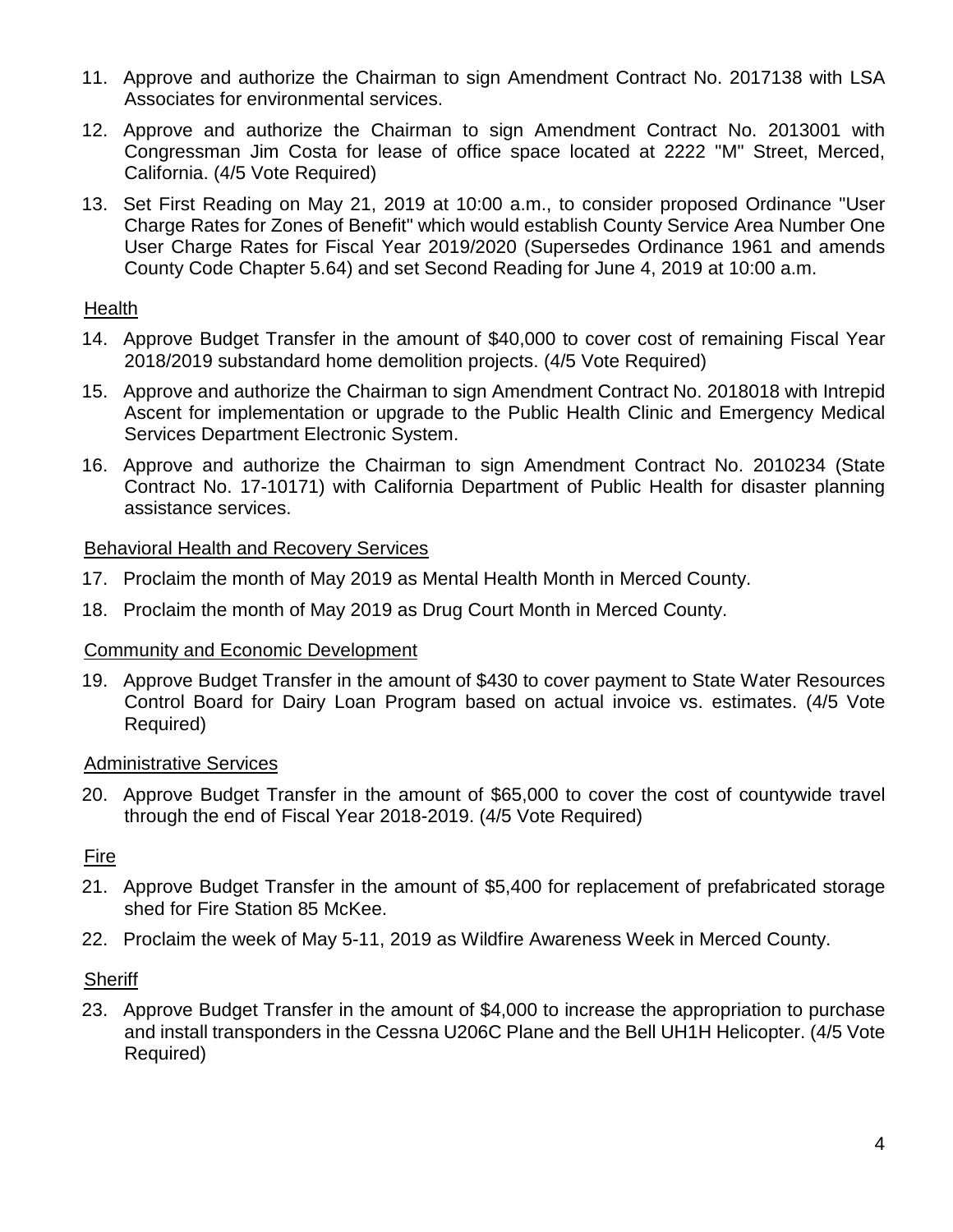11. Approve and authorize the Chairman to sign Amendment Contract No. 2017138 with LSA Associates for environmental services.

12. Approve and authorize the Chairman to sign Amendment Contract No. 2013001 with Congressman Jim Costa for lease of office space located at 2222 "M" Street, Merced, California. (4/5 Vote Required)

13. Set First Reading on May 21, 2019 at 10:00 a.m., to consider proposed Ordinance "User Charge Rates for Zones of Benefit" which would establish County Service Area Number One User Charge Rates for Fiscal Year 2019/2020 (Supersedes Ordinance 1961 and amends County Code Chapter 5.64) and set Second Reading for June 4, 2019 at 10:00 a.m.

Health

14. Approve Budget Transfer in the amount of $40,000 to cover cost of remaining Fiscal Year 2018/2019 substandard home demolition projects. (4/5 Vote Required)

15. Approve and authorize the Chairman to sign Amendment Contract No. 2018018 with Intrepid Ascent for implementation or upgrade to the Public Health Clinic and Emergency Medical Services Department Electronic System.

16. Approve and authorize the Chairman to sign Amendment Contract No. 2010234 (State Contract No. 17-10171) with California Department of Public Health for disaster planning assistance services.

Behavioral Health and Recovery Services

17. Proclaim the month of May 2019 as Mental Health Month in Merced County.

18. Proclaim the month of May 2019 as Drug Court Month in Merced County.

Community and Economic Development

19. Approve Budget Transfer in the amount of $430 to cover payment to State Water Resources Control Board for Dairy Loan Program based on actual invoice vs. estimates. (4/5 Vote Required)

Administrative Services

20. Approve Budget Transfer in the amount of $65,000 to cover the cost of countywide travel through the end of Fiscal Year 2018-2019. (4/5 Vote Required)

Fire

21. Approve Budget Transfer in the amount of $5,400 for replacement of prefabricated storage shed for Fire Station 85 McKee.

22. Proclaim the week of May 5-11, 2019 as Wildfire Awareness Week in Merced County.

Sheriff

23. Approve Budget Transfer in the amount of $4,000 to increase the appropriation to purchase and install transponders in the Cessna U206C Plane and the Bell UH1H Helicopter. (4/5 Vote Required)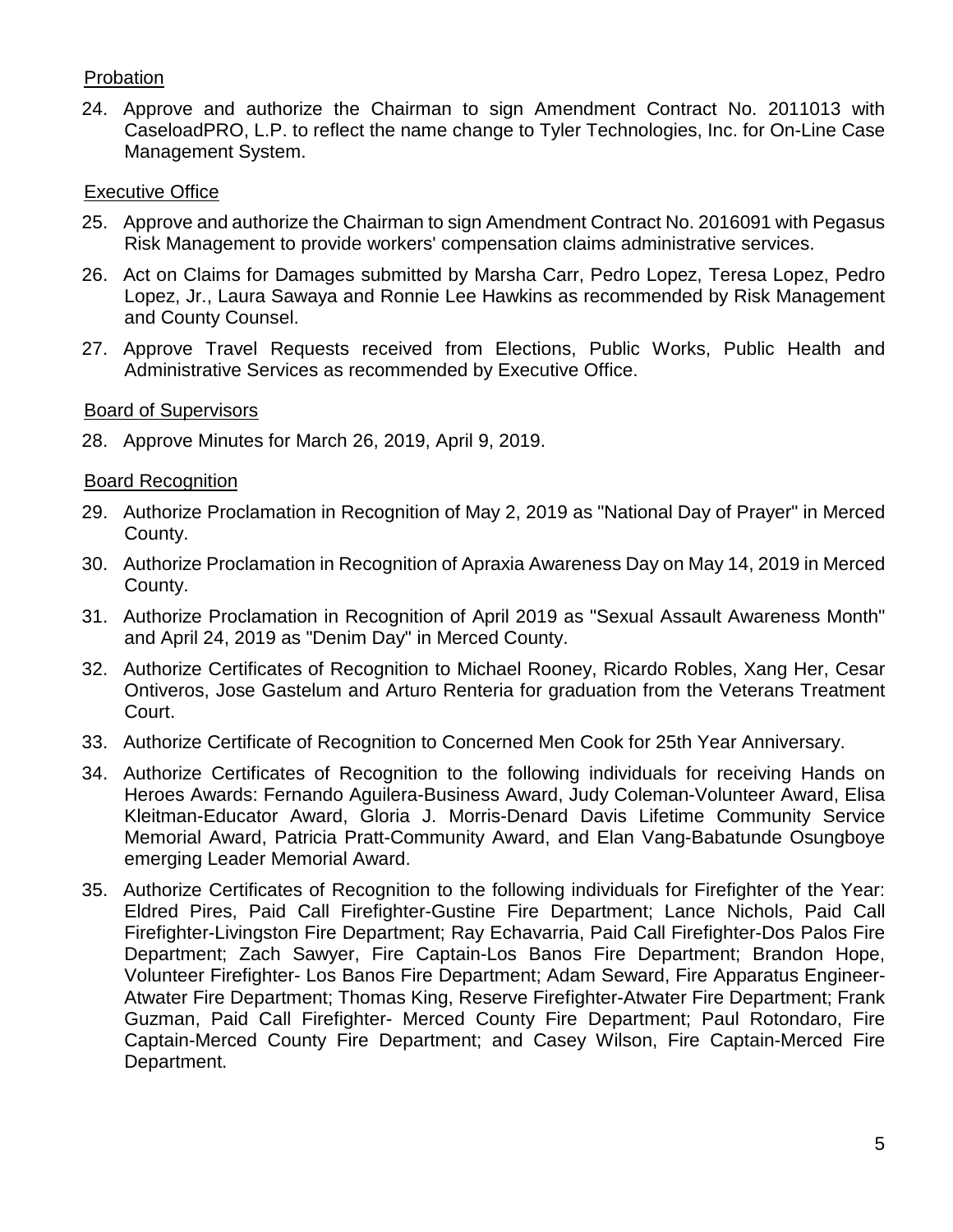Probation

24. Approve and authorize the Chairman to sign Amendment Contract No. 2011013 with CaseloadPRO, L.P. to reflect the name change to Tyler Technologies, Inc. for On-Line Case Management System.

Executive Office

25. Approve and authorize the Chairman to sign Amendment Contract No. 2016091 with Pegasus Risk Management to provide workers' compensation claims administrative services.

26. Act on Claims for Damages submitted by Marsha Carr, Pedro Lopez, Teresa Lopez, Pedro Lopez, Jr., Laura Sawaya and Ronnie Lee Hawkins as recommended by Risk Management and County Counsel.

27. Approve Travel Requests received from Elections, Public Works, Public Health and Administrative Services as recommended by Executive Office.

Board of Supervisors

28. Approve Minutes for March 26, 2019, April 9, 2019.

Board Recognition

29. Authorize Proclamation in Recognition of May 2, 2019 as "National Day of Prayer" in Merced County.

30. Authorize Proclamation in Recognition of Apraxia Awareness Day on May 14, 2019 in Merced County.

31. Authorize Proclamation in Recognition of April 2019 as "Sexual Assault Awareness Month" and April 24, 2019 as "Denim Day" in Merced County.

32. Authorize Certificates of Recognition to Michael Rooney, Ricardo Robles, Xang Her, Cesar Ontiveros, Jose Gastelum and Arturo Renteria for graduation from the Veterans Treatment Court.

33. Authorize Certificate of Recognition to Concerned Men Cook for 25th Year Anniversary.

34. Authorize Certificates of Recognition to the following individuals for receiving Hands on Heroes Awards: Fernando Aguilera-Business Award, Judy Coleman-Volunteer Award, Elisa Kleitman-Educator Award, Gloria J. Morris-Denard Davis Lifetime Community Service Memorial Award, Patricia Pratt-Community Award, and Elan Vang-Babatunde Osungboye emerging Leader Memorial Award.

35. Authorize Certificates of Recognition to the following individuals for Firefighter of the Year: Eldred Pires, Paid Call Firefighter-Gustine Fire Department; Lance Nichols, Paid Call Firefighter-Livingston Fire Department; Ray Echavarria, Paid Call Firefighter-Dos Palos Fire Department; Zach Sawyer, Fire Captain-Los Banos Fire Department; Brandon Hope, Volunteer Firefighter- Los Banos Fire Department; Adam Seward, Fire Apparatus Engineer-Atwater Fire Department; Thomas King, Reserve Firefighter-Atwater Fire Department; Frank Guzman, Paid Call Firefighter- Merced County Fire Department; Paul Rotondaro, Fire Captain-Merced County Fire Department; and Casey Wilson, Fire Captain-Merced Fire Department.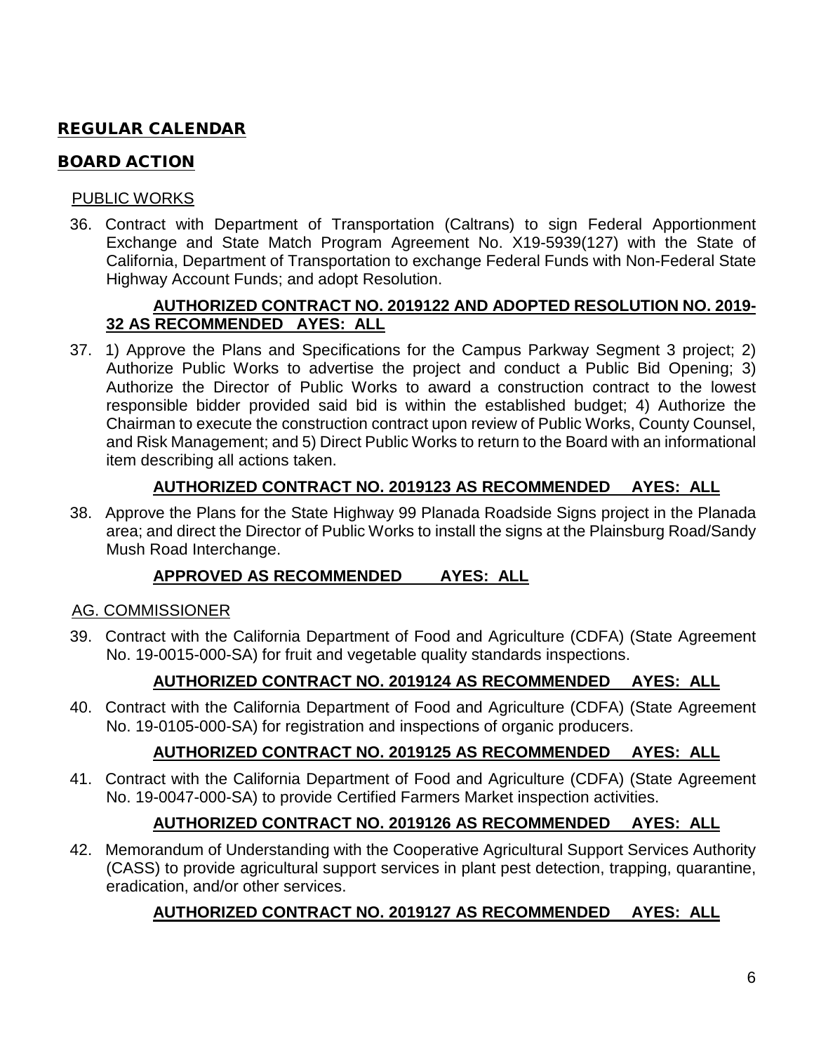## REGULAR CALENDAR

## BOARD ACTION

### PUBLIC WORKS

36. Contract with Department of Transportation (Caltrans) to sign Federal Apportionment Exchange and State Match Program Agreement No. X19-5939(127) with the State of California, Department of Transportation to exchange Federal Funds with Non-Federal State Highway Account Funds; and adopt Resolution.

    **AUTHORIZED CONTRACT NO. 2019122 AND ADOPTED RESOLUTION NO. 2019-32 AS RECOMMENDED AYES: ALL**

37. 1) Approve the Plans and Specifications for the Campus Parkway Segment 3 project; 2) Authorize Public Works to advertise the project and conduct a Public Bid Opening; 3) Authorize the Director of Public Works to award a construction contract to the lowest responsible bidder provided said bid is within the established budget; 4) Authorize the Chairman to execute the construction contract upon review of Public Works, County Counsel, and Risk Management; and 5) Direct Public Works to return to the Board with an informational item describing all actions taken.

    **AUTHORIZED CONTRACT NO. 2019123 AS RECOMMENDED AYES: ALL**

38. Approve the Plans for the State Highway 99 Planada Roadside Signs project in the Planada area; and direct the Director of Public Works to install the signs at the Plainsburg Road/Sandy Mush Road Interchange.

    **APPROVED AS RECOMMENDED AYES: ALL**

### AG. COMMISSIONER

39. Contract with the California Department of Food and Agriculture (CDFA) (State Agreement No. 19-0015-000-SA) for fruit and vegetable quality standards inspections.

    **AUTHORIZED CONTRACT NO. 2019124 AS RECOMMENDED AYES: ALL**

40. Contract with the California Department of Food and Agriculture (CDFA) (State Agreement No. 19-0105-000-SA) for registration and inspections of organic producers.

    **AUTHORIZED CONTRACT NO. 2019125 AS RECOMMENDED AYES: ALL**

41. Contract with the California Department of Food and Agriculture (CDFA) (State Agreement No. 19-0047-000-SA) to provide Certified Farmers Market inspection activities.

    **AUTHORIZED CONTRACT NO. 2019126 AS RECOMMENDED AYES: ALL**

42. Memorandum of Understanding with the Cooperative Agricultural Support Services Authority (CASS) to provide agricultural support services in plant pest detection, trapping, quarantine, eradication, and/or other services.

    **AUTHORIZED CONTRACT NO. 2019127 AS RECOMMENDED AYES: ALL**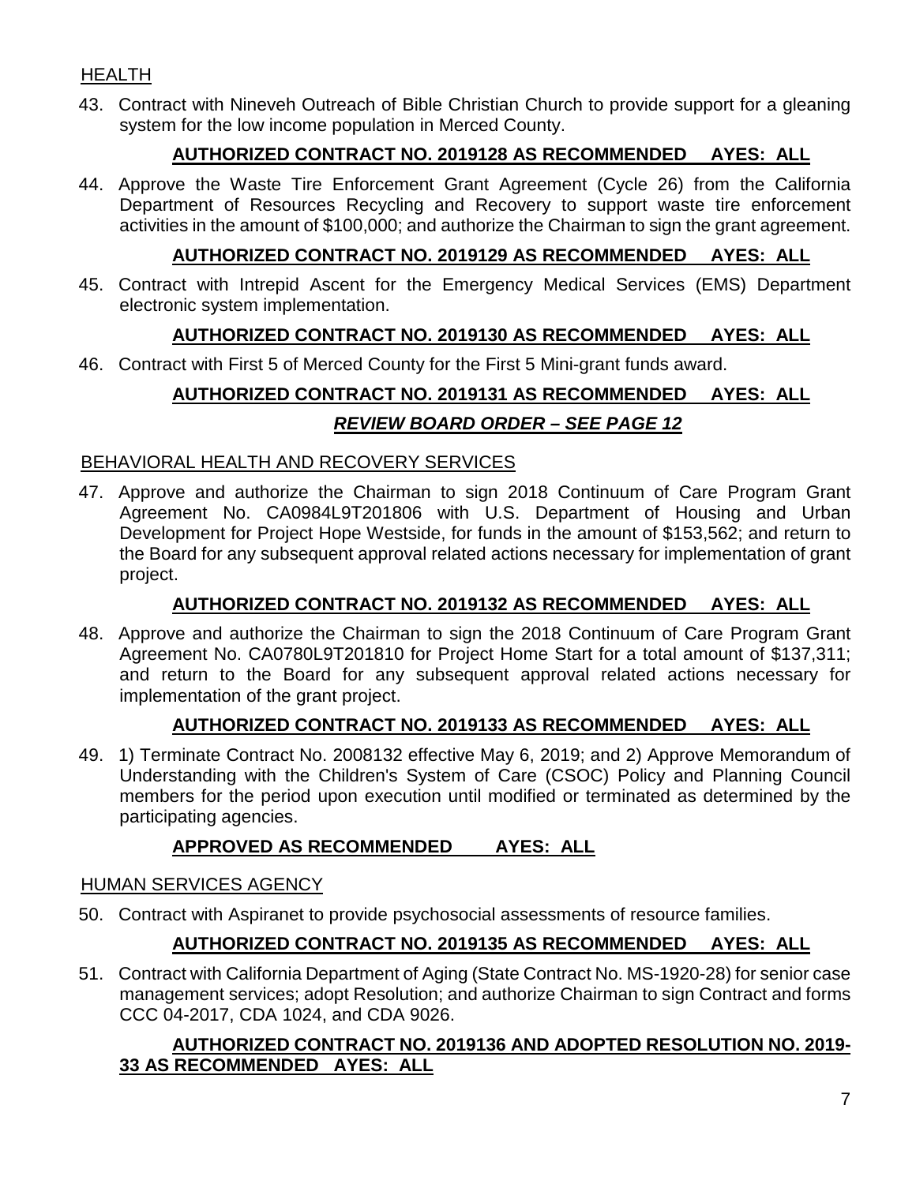## HEALTH

43. Contract with Nineveh Outreach of Bible Christian Church to provide support for a gleaning system for the low income population in Merced County.

**AUTHORIZED CONTRACT NO. 2019128 AS RECOMMENDED AYES: ALL**

44. Approve the Waste Tire Enforcement Grant Agreement (Cycle 26) from the California Department of Resources Recycling and Recovery to support waste tire enforcement activities in the amount of $100,000; and authorize the Chairman to sign the grant agreement.

**AUTHORIZED CONTRACT NO. 2019129 AS RECOMMENDED AYES: ALL**

45. Contract with Intrepid Ascent for the Emergency Medical Services (EMS) Department electronic system implementation.

**AUTHORIZED CONTRACT NO. 2019130 AS RECOMMENDED AYES: ALL**

46. Contract with First 5 of Merced County for the First 5 Mini-grant funds award.

**AUTHORIZED CONTRACT NO. 2019131 AS RECOMMENDED AYES: ALL**

***REVIEW BOARD ORDER – SEE PAGE 12***

## BEHAVIORAL HEALTH AND RECOVERY SERVICES

47. Approve and authorize the Chairman to sign 2018 Continuum of Care Program Grant Agreement No. CA0984L9T201806 with U.S. Department of Housing and Urban Development for Project Hope Westside, for funds in the amount of $153,562; and return to the Board for any subsequent approval related actions necessary for implementation of grant project.

**AUTHORIZED CONTRACT NO. 2019132 AS RECOMMENDED AYES: ALL**

48. Approve and authorize the Chairman to sign the 2018 Continuum of Care Program Grant Agreement No. CA0780L9T201810 for Project Home Start for a total amount of $137,311; and return to the Board for any subsequent approval related actions necessary for implementation of the grant project.

**AUTHORIZED CONTRACT NO. 2019133 AS RECOMMENDED AYES: ALL**

49. 1) Terminate Contract No. 2008132 effective May 6, 2019; and 2) Approve Memorandum of Understanding with the Children's System of Care (CSOC) Policy and Planning Council members for the period upon execution until modified or terminated as determined by the participating agencies.

**APPROVED AS RECOMMENDED AYES: ALL**

## HUMAN SERVICES AGENCY

50. Contract with Aspiranet to provide psychosocial assessments of resource families.

**AUTHORIZED CONTRACT NO. 2019135 AS RECOMMENDED AYES: ALL**

51. Contract with California Department of Aging (State Contract No. MS-1920-28) for senior case management services; adopt Resolution; and authorize Chairman to sign Contract and forms CCC 04-2017, CDA 1024, and CDA 9026.

**AUTHORIZED CONTRACT NO. 2019136 AND ADOPTED RESOLUTION NO. 2019-33 AS RECOMMENDED AYES: ALL**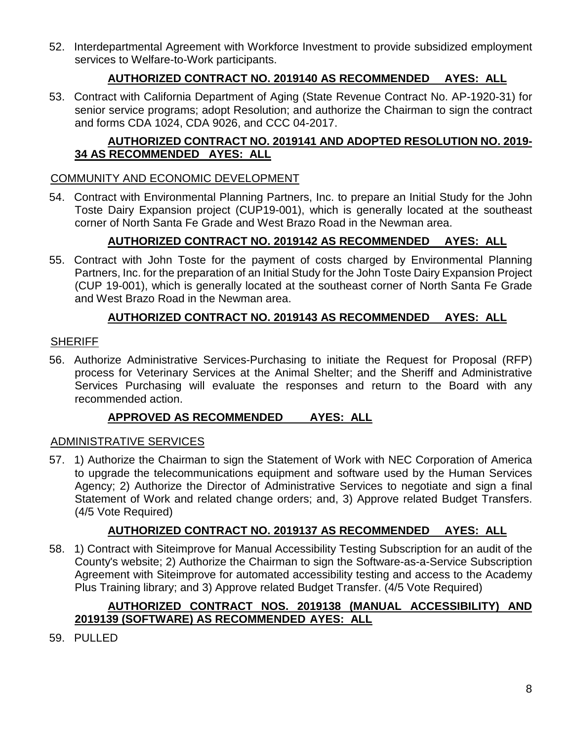52. Interdepartmental Agreement with Workforce Investment to provide subsidized employment services to Welfare-to-Work participants.

    **AUTHORIZED CONTRACT NO. 2019140 AS RECOMMENDED AYES: ALL**

53. Contract with California Department of Aging (State Revenue Contract No. AP-1920-31) for senior service programs; adopt Resolution; and authorize the Chairman to sign the contract and forms CDA 1024, CDA 9026, and CCC 04-2017.

    **AUTHORIZED CONTRACT NO. 2019141 AND ADOPTED RESOLUTION NO. 2019-34 AS RECOMMENDED AYES: ALL**

COMMUNITY AND ECONOMIC DEVELOPMENT

54. Contract with Environmental Planning Partners, Inc. to prepare an Initial Study for the John Toste Dairy Expansion project (CUP19-001), which is generally located at the southeast corner of North Santa Fe Grade and West Brazo Road in the Newman area.

    **AUTHORIZED CONTRACT NO. 2019142 AS RECOMMENDED AYES: ALL**

55. Contract with John Toste for the payment of costs charged by Environmental Planning Partners, Inc. for the preparation of an Initial Study for the John Toste Dairy Expansion Project (CUP 19-001), which is generally located at the southeast corner of North Santa Fe Grade and West Brazo Road in the Newman area.

    **AUTHORIZED CONTRACT NO. 2019143 AS RECOMMENDED AYES: ALL**

SHERIFF

56. Authorize Administrative Services-Purchasing to initiate the Request for Proposal (RFP) process for Veterinary Services at the Animal Shelter; and the Sheriff and Administrative Services Purchasing will evaluate the responses and return to the Board with any recommended action.

    **APPROVED AS RECOMMENDED AYES: ALL**

ADMINISTRATIVE SERVICES

57. 1) Authorize the Chairman to sign the Statement of Work with NEC Corporation of America to upgrade the telecommunications equipment and software used by the Human Services Agency; 2) Authorize the Director of Administrative Services to negotiate and sign a final Statement of Work and related change orders; and, 3) Approve related Budget Transfers. (4/5 Vote Required)

    **AUTHORIZED CONTRACT NO. 2019137 AS RECOMMENDED AYES: ALL**

58. 1) Contract with Siteimprove for Manual Accessibility Testing Subscription for an audit of the County's website; 2) Authorize the Chairman to sign the Software-as-a-Service Subscription Agreement with Siteimprove for automated accessibility testing and access to the Academy Plus Training library; and 3) Approve related Budget Transfer. (4/5 Vote Required)

    **AUTHORIZED CONTRACT NOS. 2019138 (MANUAL ACCESSIBILITY) AND 2019139 (SOFTWARE) AS RECOMMENDED AYES: ALL**

59. PULLED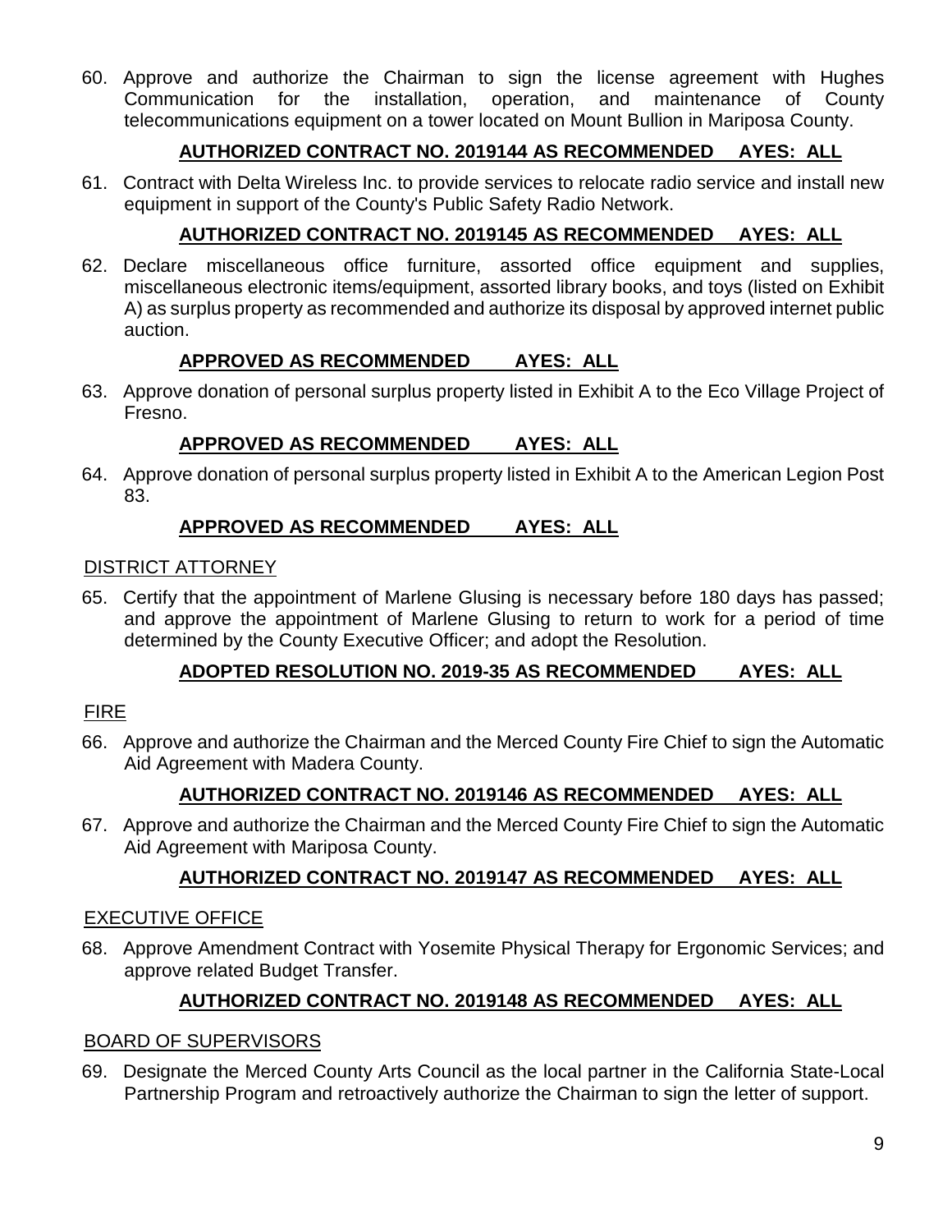60. Approve and authorize the Chairman to sign the license agreement with Hughes Communication for the installation, operation, and maintenance of County telecommunications equipment on a tower located on Mount Bullion in Mariposa County.

    **AUTHORIZED CONTRACT NO. 2019144 AS RECOMMENDED AYES: ALL**

61. Contract with Delta Wireless Inc. to provide services to relocate radio service and install new equipment in support of the County's Public Safety Radio Network.

    **AUTHORIZED CONTRACT NO. 2019145 AS RECOMMENDED AYES: ALL**

62. Declare miscellaneous office furniture, assorted office equipment and supplies, miscellaneous electronic items/equipment, assorted library books, and toys (listed on Exhibit A) as surplus property as recommended and authorize its disposal by approved internet public auction.

    **APPROVED AS RECOMMENDED AYES: ALL**

63. Approve donation of personal surplus property listed in Exhibit A to the Eco Village Project of Fresno.

    **APPROVED AS RECOMMENDED AYES: ALL**

64. Approve donation of personal surplus property listed in Exhibit A to the American Legion Post 83.

    **APPROVED AS RECOMMENDED AYES: ALL**

DISTRICT ATTORNEY

65. Certify that the appointment of Marlene Glusing is necessary before 180 days has passed; and approve the appointment of Marlene Glusing to return to work for a period of time determined by the County Executive Officer; and adopt the Resolution.

    **ADOPTED RESOLUTION NO. 2019-35 AS RECOMMENDED AYES: ALL**

FIRE

66. Approve and authorize the Chairman and the Merced County Fire Chief to sign the Automatic Aid Agreement with Madera County.

    **AUTHORIZED CONTRACT NO. 2019146 AS RECOMMENDED AYES: ALL**

67. Approve and authorize the Chairman and the Merced County Fire Chief to sign the Automatic Aid Agreement with Mariposa County.

    **AUTHORIZED CONTRACT NO. 2019147 AS RECOMMENDED AYES: ALL**

EXECUTIVE OFFICE

68. Approve Amendment Contract with Yosemite Physical Therapy for Ergonomic Services; and approve related Budget Transfer.

    **AUTHORIZED CONTRACT NO. 2019148 AS RECOMMENDED AYES: ALL**

BOARD OF SUPERVISORS

69. Designate the Merced County Arts Council as the local partner in the California State-Local Partnership Program and retroactively authorize the Chairman to sign the letter of support.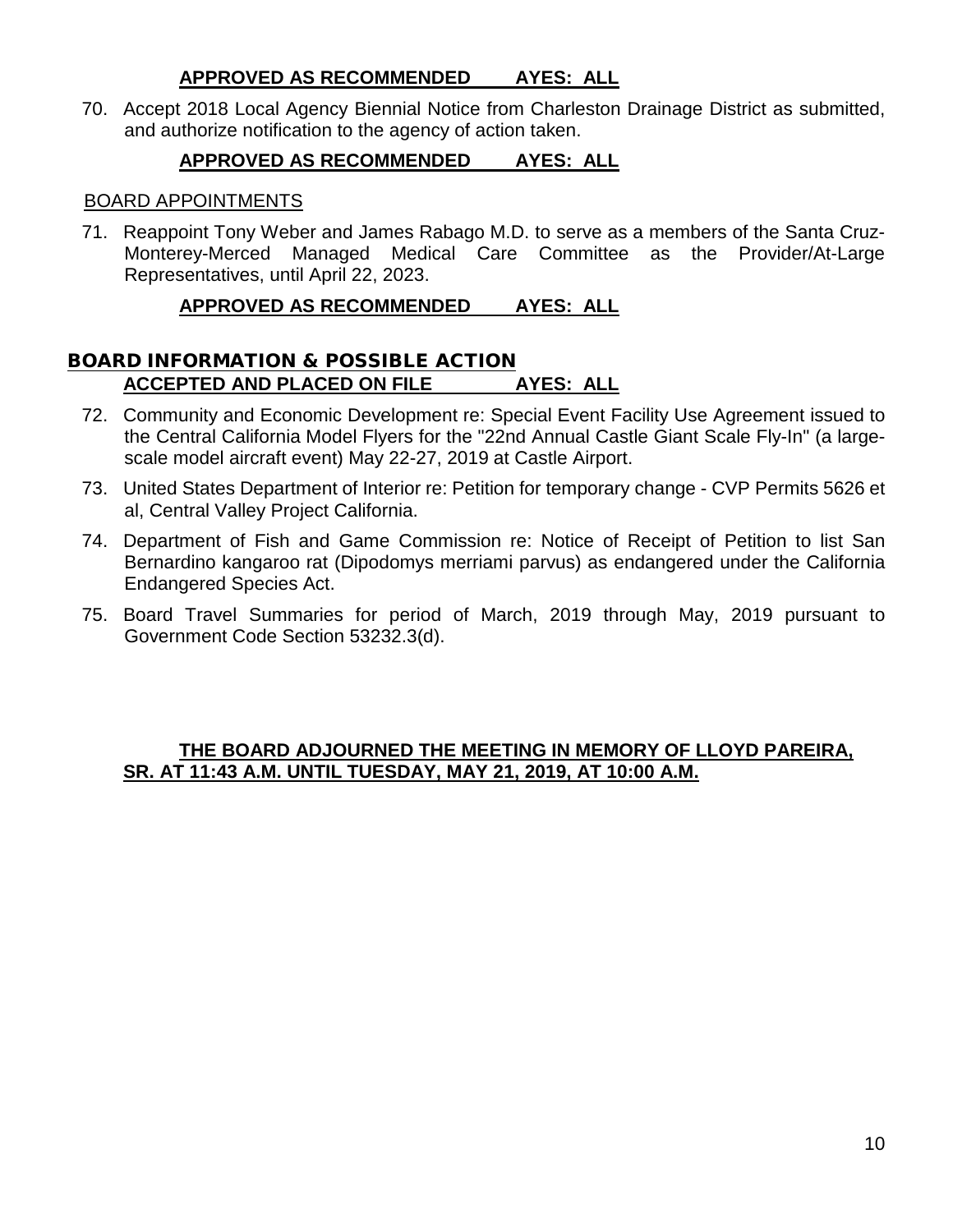**APPROVED AS RECOMMENDED AYES: ALL**

70. Accept 2018 Local Agency Biennial Notice from Charleston Drainage District as submitted, and authorize notification to the agency of action taken.

**APPROVED AS RECOMMENDED AYES: ALL**

BOARD APPOINTMENTS

71. Reappoint Tony Weber and James Rabago M.D. to serve as a members of the Santa Cruz-Monterey-Merced Managed Medical Care Committee as the Provider/At-Large Representatives, until April 22, 2023.

**APPROVED AS RECOMMENDED AYES: ALL**

## BOARD INFORMATION & POSSIBLE ACTION

**ACCEPTED AND PLACED ON FILE AYES: ALL**

72. Community and Economic Development re: Special Event Facility Use Agreement issued to the Central California Model Flyers for the "22nd Annual Castle Giant Scale Fly-In" (a large-scale model aircraft event) May 22-27, 2019 at Castle Airport.

73. United States Department of Interior re: Petition for temporary change - CVP Permits 5626 et al, Central Valley Project California.

74. Department of Fish and Game Commission re: Notice of Receipt of Petition to list San Bernardino kangaroo rat (Dipodomys merriami parvus) as endangered under the California Endangered Species Act.

75. Board Travel Summaries for period of March, 2019 through May, 2019 pursuant to Government Code Section 53232.3(d).

**THE BOARD ADJOURNED THE MEETING IN MEMORY OF LLOYD PAREIRA, SR. AT 11:43 A.M. UNTIL TUESDAY, MAY 21, 2019, AT 10:00 A.M.**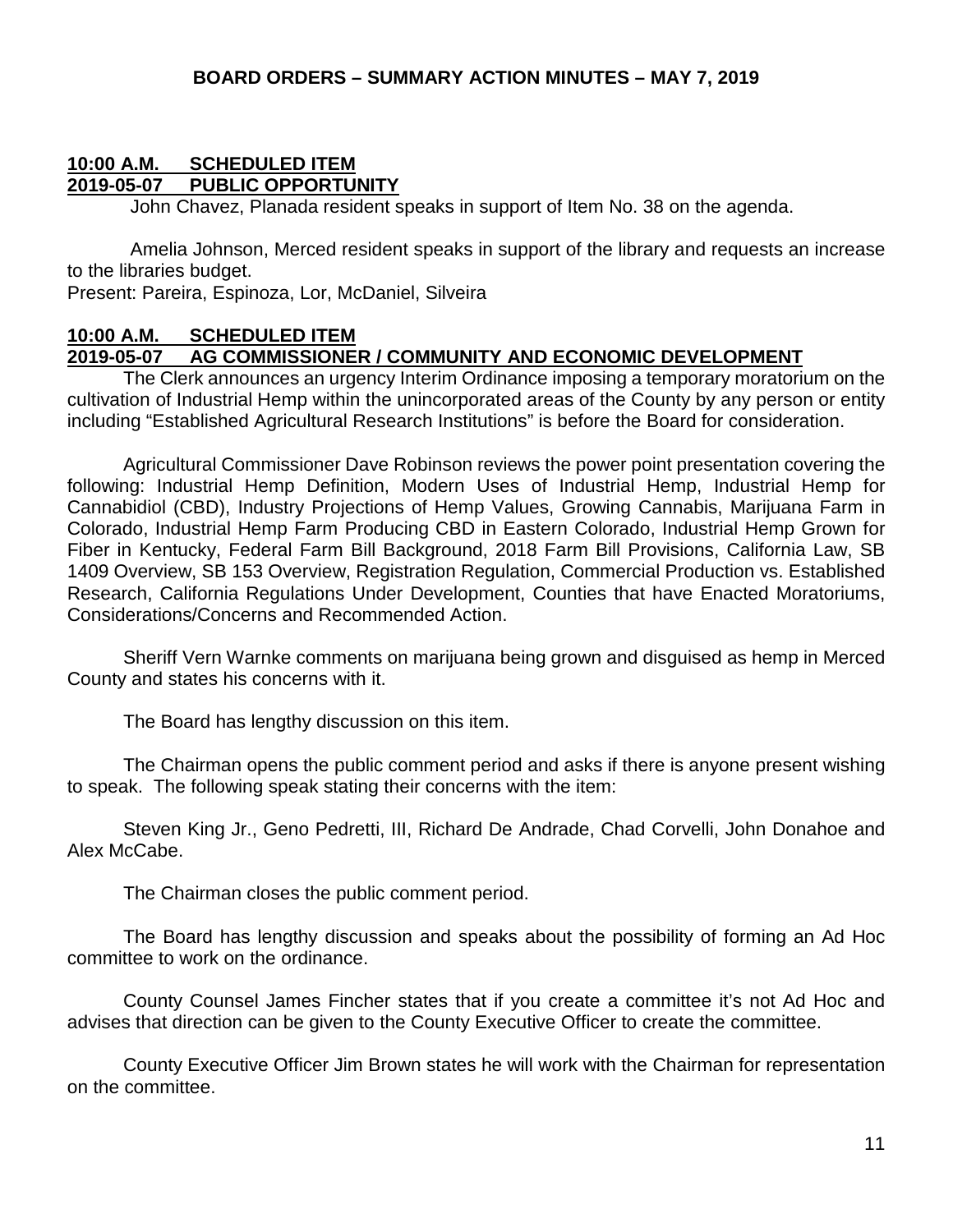**BOARD ORDERS – SUMMARY ACTION MINUTES – MAY 7, 2019**

**10:00 A.M. SCHEDULED ITEM**
**2019-05-07 PUBLIC OPPORTUNITY**

John Chavez, Planada resident speaks in support of Item No. 38 on the agenda.

Amelia Johnson, Merced resident speaks in support of the library and requests an increase to the libraries budget.

Present: Pareira, Espinoza, Lor, McDaniel, Silveira

**10:00 A.M. SCHEDULED ITEM**
**2019-05-07 AG COMMISSIONER / COMMUNITY AND ECONOMIC DEVELOPMENT**

The Clerk announces an urgency Interim Ordinance imposing a temporary moratorium on the cultivation of Industrial Hemp within the unincorporated areas of the County by any person or entity including "Established Agricultural Research Institutions" is before the Board for consideration.

Agricultural Commissioner Dave Robinson reviews the power point presentation covering the following: Industrial Hemp Definition, Modern Uses of Industrial Hemp, Industrial Hemp for Cannabidiol (CBD), Industry Projections of Hemp Values, Growing Cannabis, Marijuana Farm in Colorado, Industrial Hemp Farm Producing CBD in Eastern Colorado, Industrial Hemp Grown for Fiber in Kentucky, Federal Farm Bill Background, 2018 Farm Bill Provisions, California Law, SB 1409 Overview, SB 153 Overview, Registration Regulation, Commercial Production vs. Established Research, California Regulations Under Development, Counties that have Enacted Moratoriums, Considerations/Concerns and Recommended Action.

Sheriff Vern Warnke comments on marijuana being grown and disguised as hemp in Merced County and states his concerns with it.

The Board has lengthy discussion on this item.

The Chairman opens the public comment period and asks if there is anyone present wishing to speak. The following speak stating their concerns with the item:

Steven King Jr., Geno Pedretti, III, Richard De Andrade, Chad Corvelli, John Donahoe and Alex McCabe.

The Chairman closes the public comment period.

The Board has lengthy discussion and speaks about the possibility of forming an Ad Hoc committee to work on the ordinance.

County Counsel James Fincher states that if you create a committee it's not Ad Hoc and advises that direction can be given to the County Executive Officer to create the committee.

County Executive Officer Jim Brown states he will work with the Chairman for representation on the committee.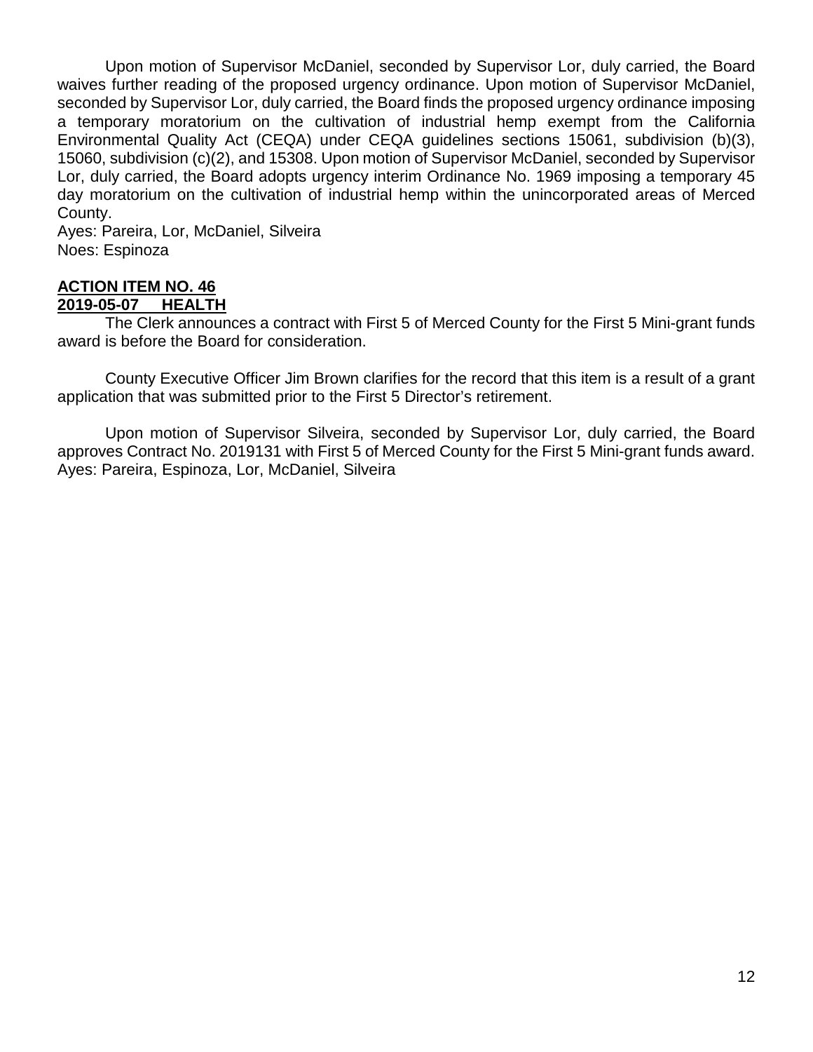Upon motion of Supervisor McDaniel, seconded by Supervisor Lor, duly carried, the Board waives further reading of the proposed urgency ordinance. Upon motion of Supervisor McDaniel, seconded by Supervisor Lor, duly carried, the Board finds the proposed urgency ordinance imposing a temporary moratorium on the cultivation of industrial hemp exempt from the California Environmental Quality Act (CEQA) under CEQA guidelines sections 15061, subdivision (b)(3), 15060, subdivision (c)(2), and 15308. Upon motion of Supervisor McDaniel, seconded by Supervisor Lor, duly carried, the Board adopts urgency interim Ordinance No. 1969 imposing a temporary 45 day moratorium on the cultivation of industrial hemp within the unincorporated areas of Merced County.
Ayes: Pareira, Lor, McDaniel, Silveira
Noes: Espinoza

**ACTION ITEM NO. 46**
**2019-05-07 HEALTH**

The Clerk announces a contract with First 5 of Merced County for the First 5 Mini-grant funds award is before the Board for consideration.

County Executive Officer Jim Brown clarifies for the record that this item is a result of a grant application that was submitted prior to the First 5 Director's retirement.

Upon motion of Supervisor Silveira, seconded by Supervisor Lor, duly carried, the Board approves Contract No. 2019131 with First 5 of Merced County for the First 5 Mini-grant funds award.
Ayes: Pareira, Espinoza, Lor, McDaniel, Silveira